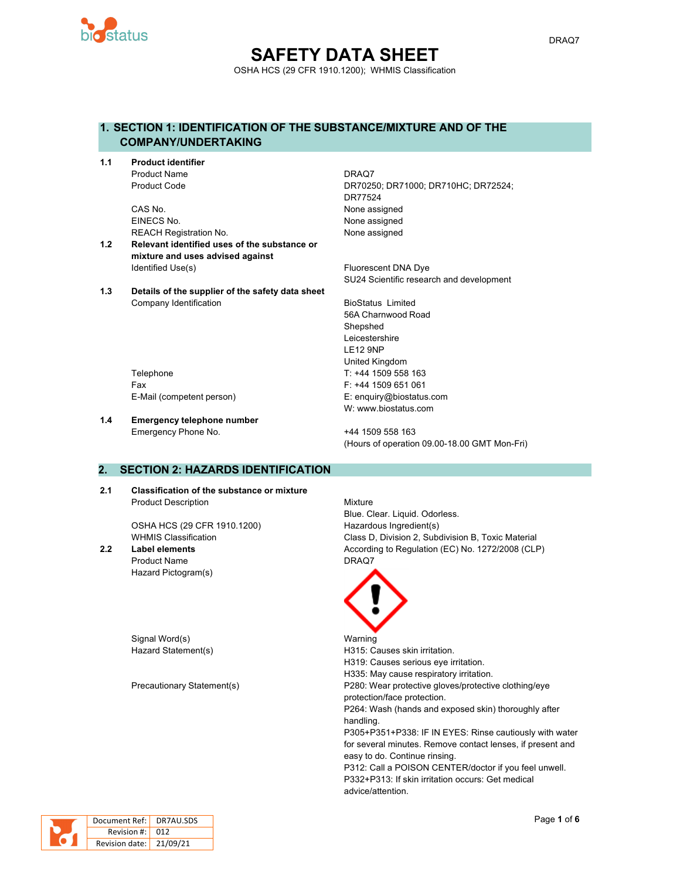# SAFETY DATA SHEET

OSHA HCS (29 CFR 1910.1200); WHMIS Classification

## 1. SECTION 1: IDENTIFICATION OF THE SUBSTANCE/MIXTURE AND OF THE COMPANY/UNDERTAKING

**1.1 Product identifier**

| | |
|---|---|
| Product Name | DRAQ7 |
| Product Code | DR70250; DR71000; DR710HC; DR72524; DR77524 |
| CAS No. | None assigned |
| EINECS No. | None assigned |
| REACH Registration No. | None assigned |

**1.2 Relevant identified uses of the substance or mixture and uses advised against**

| | |
|---|---|
| Identified Use(s) | Fluorescent DNA Dye<br>SU24 Scientific research and development |

**1.3 Details of the supplier of the safety data sheet**

| | |
|---|---|
| Company Identification | BioStatus Limited<br>56A Charnwood Road<br>Shepshed<br>Leicestershire<br>LE12 9NP<br>United Kingdom |
| Telephone | T: +44 1509 558 163 |
| Fax | F: +44 1509 651 061 |
| E-Mail (competent person) | E: enquiry@biostatus.com<br>W: www.biostatus.com |

**1.4 Emergency telephone number**

| | |
|---|---|
| Emergency Phone No. | +44 1509 558 163<br>(Hours of operation 09.00-18.00 GMT Mon-Fri) |

## 2. SECTION 2: HAZARDS IDENTIFICATION

**2.1 Classification of the substance or mixture**

| | |
|---|---|
| Product Description | Mixture<br>Blue. Clear. Liquid. Odorless. |
| OSHA HCS (29 CFR 1910.1200) | Hazardous Ingredient(s) |
| WHMIS Classification | Class D, Division 2, Subdivision B, Toxic Material |

**2.2 Label elements**

According to Regulation (EC) No. 1272/2008 (CLP)

| | |
|---|---|
| Product Name | DRAQ7 |
| Hazard Pictogram(s) | (Exclamation mark) |
| Signal Word(s) | Warning |
| Hazard Statement(s) | H315: Causes skin irritation.<br>H319: Causes serious eye irritation.<br>H335: May cause respiratory irritation. |
| Precautionary Statement(s) | P280: Wear protective gloves/protective clothing/eye protection/face protection.<br>P264: Wash (hands and exposed skin) thoroughly after handling.<br>P305+P351+P338: IF IN EYES: Rinse cautiously with water for several minutes. Remove contact lenses, if present and easy to do. Continue rinsing.<br>P312: Call a POISON CENTER/doctor if you feel unwell.<br>P332+P313: If skin irritation occurs: Get medical advice/attention. |

| | |
|---|---|
| Document Ref: | DR7AU.SDS |
| Revision #: | 012 |
| Revision date: | 21/09/21 |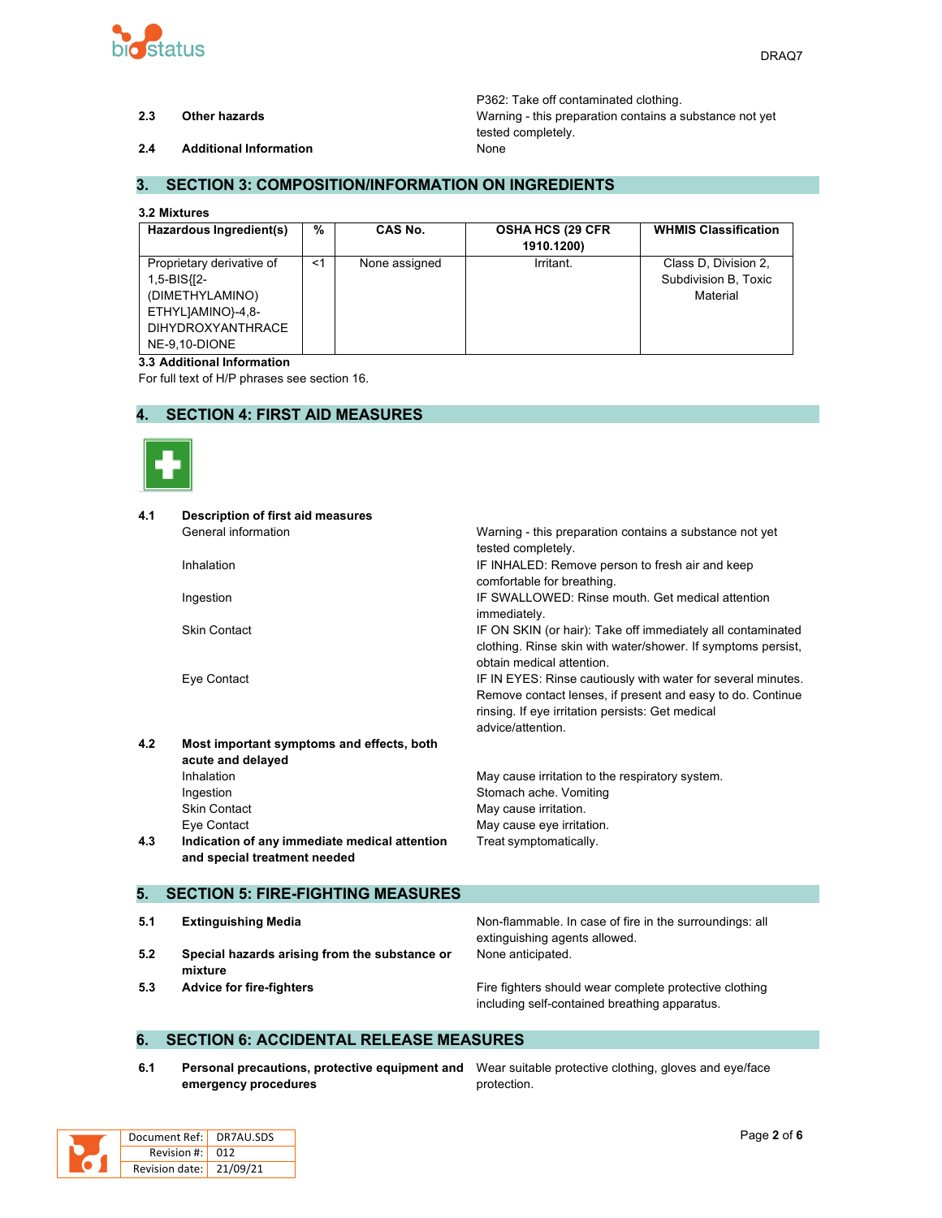P362: Take off contaminated clothing.

**2.3 Other hazards** — Warning - this preparation contains a substance not yet tested completely.

**2.4 Additional Information** — None

## 3. SECTION 3: COMPOSITION/INFORMATION ON INGREDIENTS

**3.2 Mixtures**

| Hazardous Ingredient(s) | % | CAS No. | OSHA HCS (29 CFR 1910.1200) | WHMIS Classification |
|---|---|---|---|---|
| Proprietary derivative of 1,5-BIS{[2-(DIMETHYLAMINO) ETHYL]AMINO}-4,8-DIHYDROXYANTHRACENE-9,10-DIONE | <1 | None assigned | Irritant. | Class D, Division 2, Subdivision B, Toxic Material |

**3.3 Additional Information**

For full text of H/P phrases see section 16.

## 4. SECTION 4: FIRST AID MEASURES

**4.1 Description of first aid measures**

| | |
|---|---|
| General information | Warning - this preparation contains a substance not yet tested completely. |
| Inhalation | IF INHALED: Remove person to fresh air and keep comfortable for breathing. |
| Ingestion | IF SWALLOWED: Rinse mouth. Get medical attention immediately. |
| Skin Contact | IF ON SKIN (or hair): Take off immediately all contaminated clothing. Rinse skin with water/shower. If symptoms persist, obtain medical attention. |
| Eye Contact | IF IN EYES: Rinse cautiously with water for several minutes. Remove contact lenses, if present and easy to do. Continue rinsing. If eye irritation persists: Get medical advice/attention. |

**4.2 Most important symptoms and effects, both acute and delayed**

| | |
|---|---|
| Inhalation | May cause irritation to the respiratory system. |
| Ingestion | Stomach ache. Vomiting |
| Skin Contact | May cause irritation. |
| Eye Contact | May cause eye irritation. |

**4.3 Indication of any immediate medical attention and special treatment needed** — Treat symptomatically.

## 5. SECTION 5: FIRE-FIGHTING MEASURES

**5.1 Extinguishing Media** — Non-flammable. In case of fire in the surroundings: all extinguishing agents allowed.

**5.2 Special hazards arising from the substance or mixture** — None anticipated.

**5.3 Advice for fire-fighters** — Fire fighters should wear complete protective clothing including self-contained breathing apparatus.

## 6. SECTION 6: ACCIDENTAL RELEASE MEASURES

**6.1 Personal precautions, protective equipment and emergency procedures** — Wear suitable protective clothing, gloves and eye/face protection.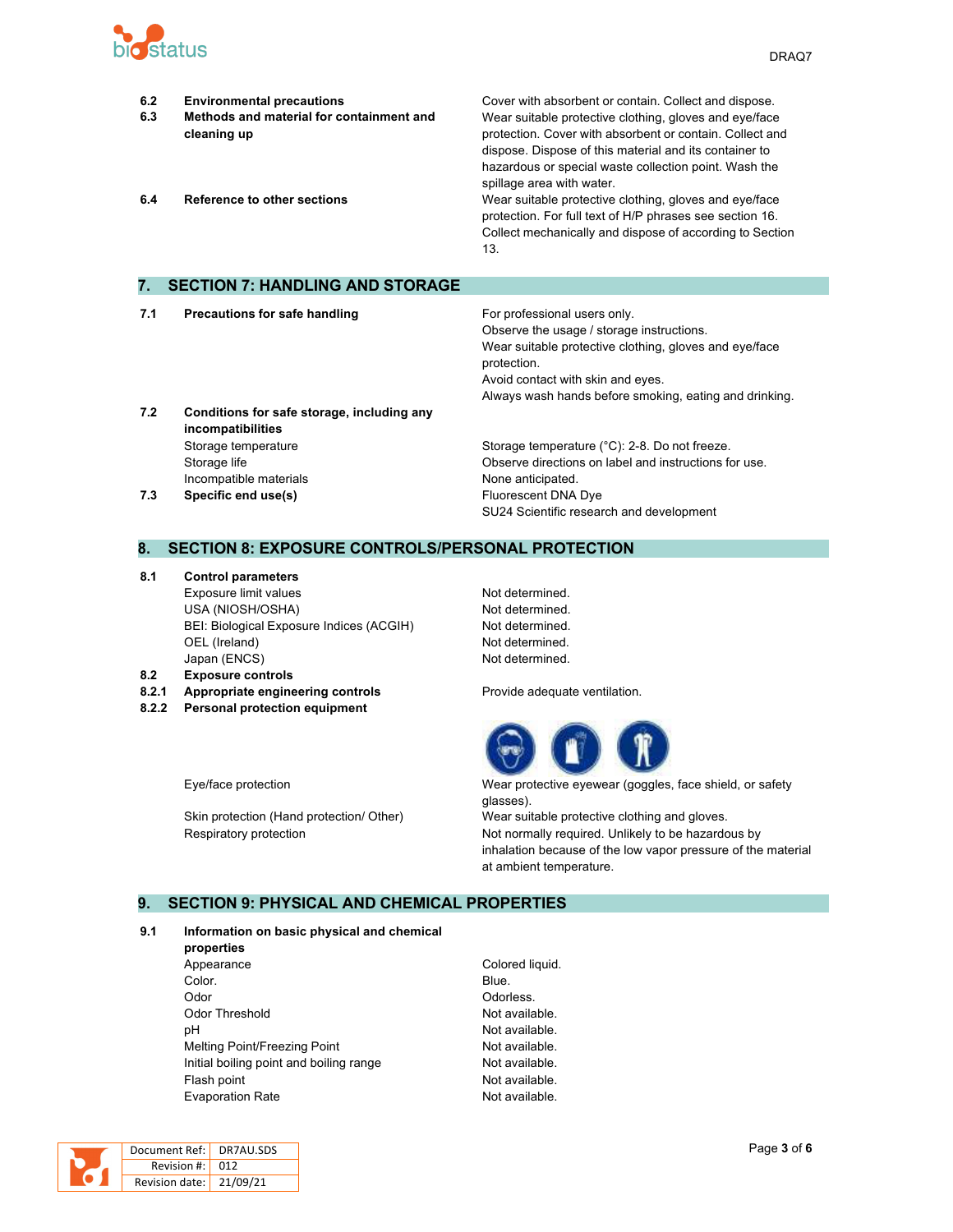| | | |
|---|---|---|
| 6.2 | **Environmental precautions** | Cover with absorbent or contain. Collect and dispose. |
| 6.3 | **Methods and material for containment and cleaning up** | Wear suitable protective clothing, gloves and eye/face protection. Cover with absorbent or contain. Collect and dispose. Dispose of this material and its container to hazardous or special waste collection point. Wash the spillage area with water. |
| 6.4 | **Reference to other sections** | Wear suitable protective clothing, gloves and eye/face protection. For full text of H/P phrases see section 16. Collect mechanically and dispose of according to Section 13. |

## 7. SECTION 7: HANDLING AND STORAGE

| | | |
|---|---|---|
| 7.1 | **Precautions for safe handling** | For professional users only.<br>Observe the usage / storage instructions.<br>Wear suitable protective clothing, gloves and eye/face protection.<br>Avoid contact with skin and eyes.<br>Always wash hands before smoking, eating and drinking. |
| 7.2 | **Conditions for safe storage, including any incompatibilities** | |
| | Storage temperature | Storage temperature (°C): 2-8. Do not freeze. |
| | Storage life | Observe directions on label and instructions for use. |
| | Incompatible materials | None anticipated. |
| 7.3 | **Specific end use(s)** | Fluorescent DNA Dye<br>SU24 Scientific research and development |

## 8. SECTION 8: EXPOSURE CONTROLS/PERSONAL PROTECTION

| | | |
|---|---|---|
| 8.1 | **Control parameters** | |
| | Exposure limit values | Not determined. |
| | USA (NIOSH/OSHA) | Not determined. |
| | BEI: Biological Exposure Indices (ACGIH) | Not determined. |
| | OEL (Ireland) | Not determined. |
| | Japan (ENCS) | Not determined. |
| 8.2 | **Exposure controls** | |
| 8.2.1 | **Appropriate engineering controls** | Provide adequate ventilation. |
| 8.2.2 | **Personal protection equipment** | |
| | Eye/face protection | Wear protective eyewear (goggles, face shield, or safety glasses). |
| | Skin protection (Hand protection/ Other) | Wear suitable protective clothing and gloves. |
| | Respiratory protection | Not normally required. Unlikely to be hazardous by inhalation because of the low vapor pressure of the material at ambient temperature. |

## 9. SECTION 9: PHYSICAL AND CHEMICAL PROPERTIES

| | | |
|---|---|---|
| 9.1 | **Information on basic physical and chemical properties** | |
| | Appearance | Colored liquid. |
| | Color. | Blue. |
| | Odor | Odorless. |
| | Odor Threshold | Not available. |
| | pH | Not available. |
| | Melting Point/Freezing Point | Not available. |
| | Initial boiling point and boiling range | Not available. |
| | Flash point | Not available. |
| | Evaporation Rate | Not available. |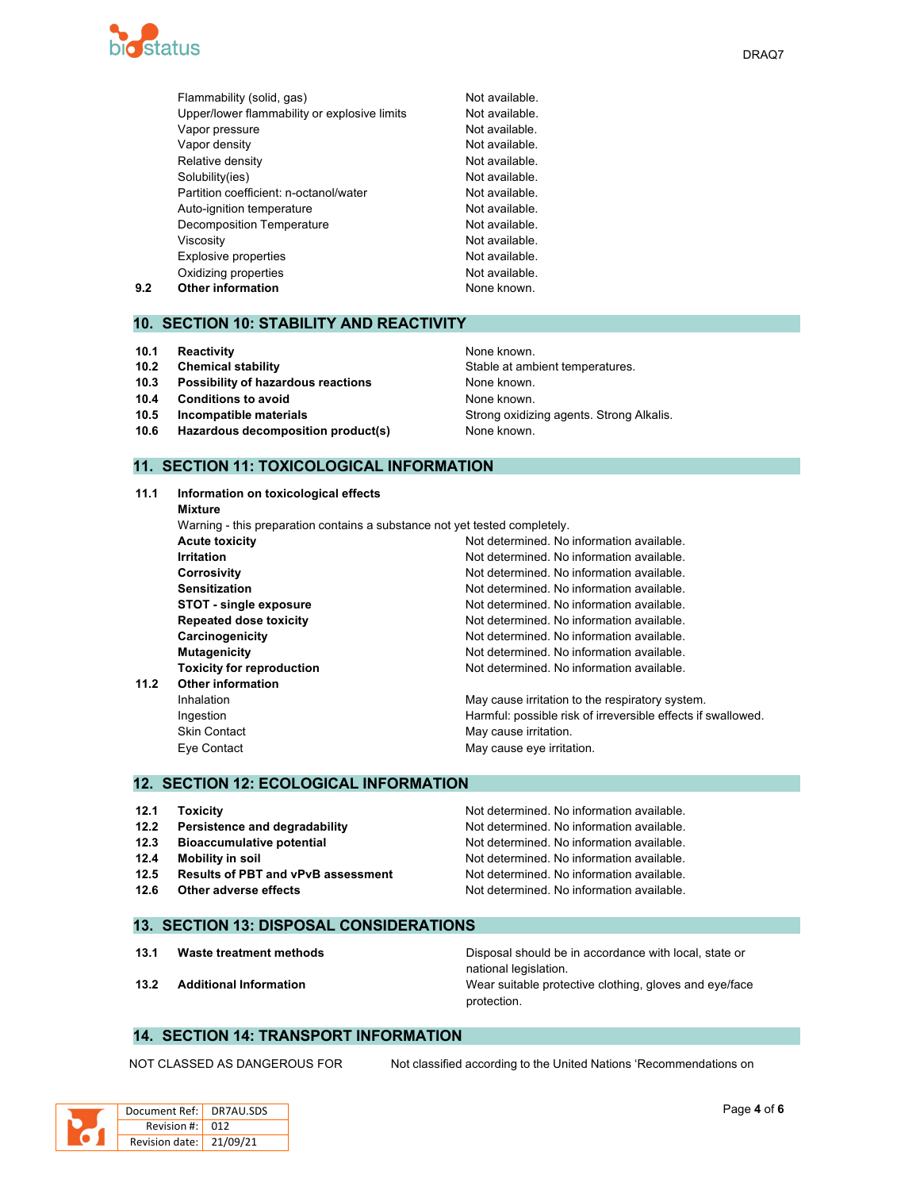| | |
|---|---|
| Flammability (solid, gas) | Not available. |
| Upper/lower flammability or explosive limits | Not available. |
| Vapor pressure | Not available. |
| Vapor density | Not available. |
| Relative density | Not available. |
| Solubility(ies) | Not available. |
| Partition coefficient: n-octanol/water | Not available. |
| Auto-ignition temperature | Not available. |
| Decomposition Temperature | Not available. |
| Viscosity | Not available. |
| Explosive properties | Not available. |
| Oxidizing properties | Not available. |

**9.2 Other information** — None known.

## 10. SECTION 10: STABILITY AND REACTIVITY

| | | |
|---|---|---|
| **10.1** | **Reactivity** | None known. |
| **10.2** | **Chemical stability** | Stable at ambient temperatures. |
| **10.3** | **Possibility of hazardous reactions** | None known. |
| **10.4** | **Conditions to avoid** | None known. |
| **10.5** | **Incompatible materials** | Strong oxidizing agents. Strong Alkalis. |
| **10.6** | **Hazardous decomposition product(s)** | None known. |

## 11. SECTION 11: TOXICOLOGICAL INFORMATION

**11.1 Information on toxicological effects**

**Mixture**

Warning - this preparation contains a substance not yet tested completely.

| | |
|---|---|
| **Acute toxicity** | Not determined. No information available. |
| **Irritation** | Not determined. No information available. |
| **Corrosivity** | Not determined. No information available. |
| **Sensitization** | Not determined. No information available. |
| **STOT - single exposure** | Not determined. No information available. |
| **Repeated dose toxicity** | Not determined. No information available. |
| **Carcinogenicity** | Not determined. No information available. |
| **Mutagenicity** | Not determined. No information available. |
| **Toxicity for reproduction** | Not determined. No information available. |

**11.2 Other information**

| | |
|---|---|
| Inhalation | May cause irritation to the respiratory system. |
| Ingestion | Harmful: possible risk of irreversible effects if swallowed. |
| Skin Contact | May cause irritation. |
| Eye Contact | May cause eye irritation. |

## 12. SECTION 12: ECOLOGICAL INFORMATION

| | | |
|---|---|---|
| **12.1** | **Toxicity** | Not determined. No information available. |
| **12.2** | **Persistence and degradability** | Not determined. No information available. |
| **12.3** | **Bioaccumulative potential** | Not determined. No information available. |
| **12.4** | **Mobility in soil** | Not determined. No information available. |
| **12.5** | **Results of PBT and vPvB assessment** | Not determined. No information available. |
| **12.6** | **Other adverse effects** | Not determined. No information available. |

## 13. SECTION 13: DISPOSAL CONSIDERATIONS

| | | |
|---|---|---|
| **13.1** | **Waste treatment methods** | Disposal should be in accordance with local, state or national legislation. |
| **13.2** | **Additional Information** | Wear suitable protective clothing, gloves and eye/face protection. |

## 14. SECTION 14: TRANSPORT INFORMATION

NOT CLASSED AS DANGEROUS FOR — Not classified according to the United Nations 'Recommendations on

| Document Ref: | DR7AU.SDS |
|---|---|
| Revision #: | 012 |
| Revision date: | 21/09/21 |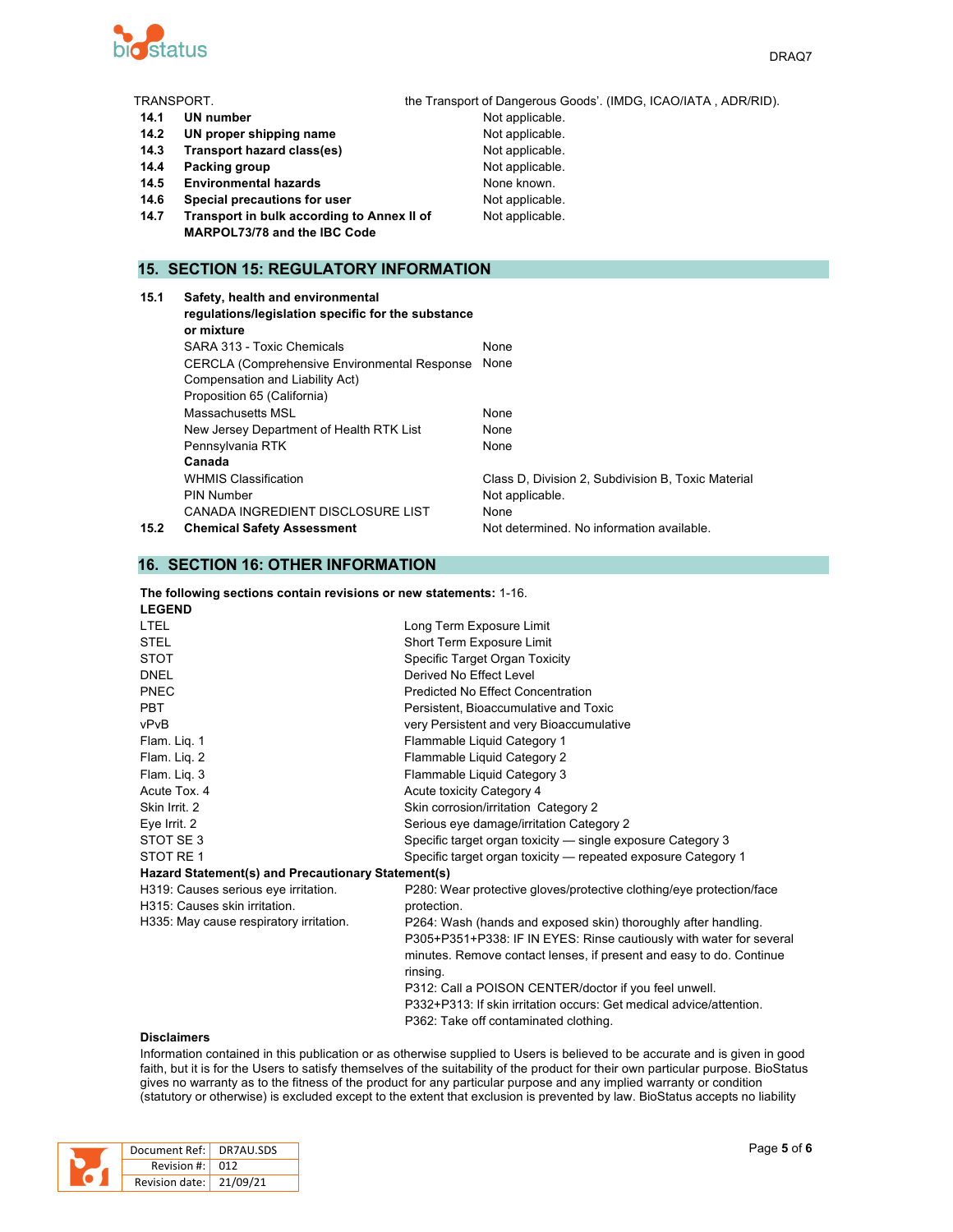| TRANSPORT. | | the Transport of Dangerous Goods'. (IMDG, ICAO/IATA , ADR/RID). |
|---|---|---|
| **14.1** | **UN number** | Not applicable. |
| **14.2** | **UN proper shipping name** | Not applicable. |
| **14.3** | **Transport hazard class(es)** | Not applicable. |
| **14.4** | **Packing group** | Not applicable. |
| **14.5** | **Environmental hazards** | None known. |
| **14.6** | **Special precautions for user** | Not applicable. |
| **14.7** | **Transport in bulk according to Annex II of MARPOL73/78 and the IBC Code** | Not applicable. |

## 15. SECTION 15: REGULATORY INFORMATION

| | | |
|---|---|---|
| **15.1** | **Safety, health and environmental regulations/legislation specific for the substance or mixture** | |
| | SARA 313 - Toxic Chemicals | None |
| | CERCLA (Comprehensive Environmental Response Compensation and Liability Act) | None |
| | Proposition 65 (California) | |
| | Massachusetts MSL | None |
| | New Jersey Department of Health RTK List | None |
| | Pennsylvania RTK | None |
| | **Canada** | |
| | WHMIS Classification | Class D, Division 2, Subdivision B, Toxic Material |
| | PIN Number | Not applicable. |
| | CANADA INGREDIENT DISCLOSURE LIST | None |
| **15.2** | **Chemical Safety Assessment** | Not determined. No information available. |

## 16. SECTION 16: OTHER INFORMATION

**The following sections contain revisions or new statements:** 1-16.

**LEGEND**

| | |
|---|---|
| LTEL | Long Term Exposure Limit |
| STEL | Short Term Exposure Limit |
| STOT | Specific Target Organ Toxicity |
| DNEL | Derived No Effect Level |
| PNEC | Predicted No Effect Concentration |
| PBT | Persistent, Bioaccumulative and Toxic |
| vPvB | very Persistent and very Bioaccumulative |
| Flam. Liq. 1 | Flammable Liquid Category 1 |
| Flam. Liq. 2 | Flammable Liquid Category 2 |
| Flam. Liq. 3 | Flammable Liquid Category 3 |
| Acute Tox. 4 | Acute toxicity Category 4 |
| Skin Irrit. 2 | Skin corrosion/irritation Category 2 |
| Eye Irrit. 2 | Serious eye damage/irritation Category 2 |
| STOT SE 3 | Specific target organ toxicity — single exposure Category 3 |
| STOT RE 1 | Specific target organ toxicity — repeated exposure Category 1 |

**Hazard Statement(s) and Precautionary Statement(s)**

| | |
|---|---|
| H319: Causes serious eye irritation.<br>H315: Causes skin irritation.<br>H335: May cause respiratory irritation. | P280: Wear protective gloves/protective clothing/eye protection/face protection.<br>P264: Wash (hands and exposed skin) thoroughly after handling.<br>P305+P351+P338: IF IN EYES: Rinse cautiously with water for several minutes. Remove contact lenses, if present and easy to do. Continue rinsing.<br>P312: Call a POISON CENTER/doctor if you feel unwell.<br>P332+P313: If skin irritation occurs: Get medical advice/attention.<br>P362: Take off contaminated clothing. |

**Disclaimers**

Information contained in this publication or as otherwise supplied to Users is believed to be accurate and is given in good faith, but it is for the Users to satisfy themselves of the suitability of the product for their own particular purpose. BioStatus gives no warranty as to the fitness of the product for any particular purpose and any implied warranty or condition (statutory or otherwise) is excluded except to the extent that exclusion is prevented by law. BioStatus accepts no liability

| | |
|---|---|
| Document Ref: | DR7AU.SDS |
| Revision #: | 012 |
| Revision date: | 21/09/21 |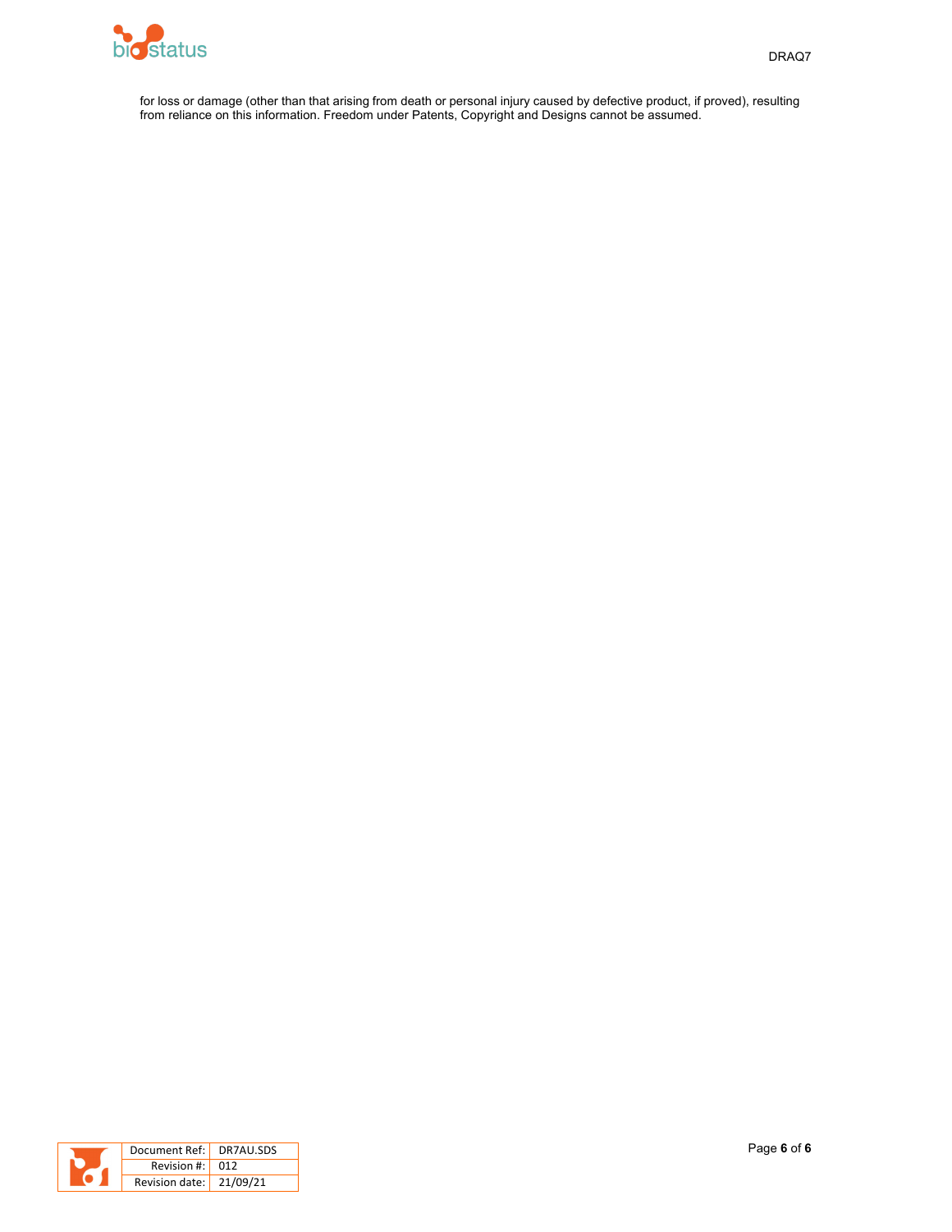for loss or damage (other than that arising from death or personal injury caused by defective product, if proved), resulting from reliance on this information. Freedom under Patents, Copyright and Designs cannot be assumed.